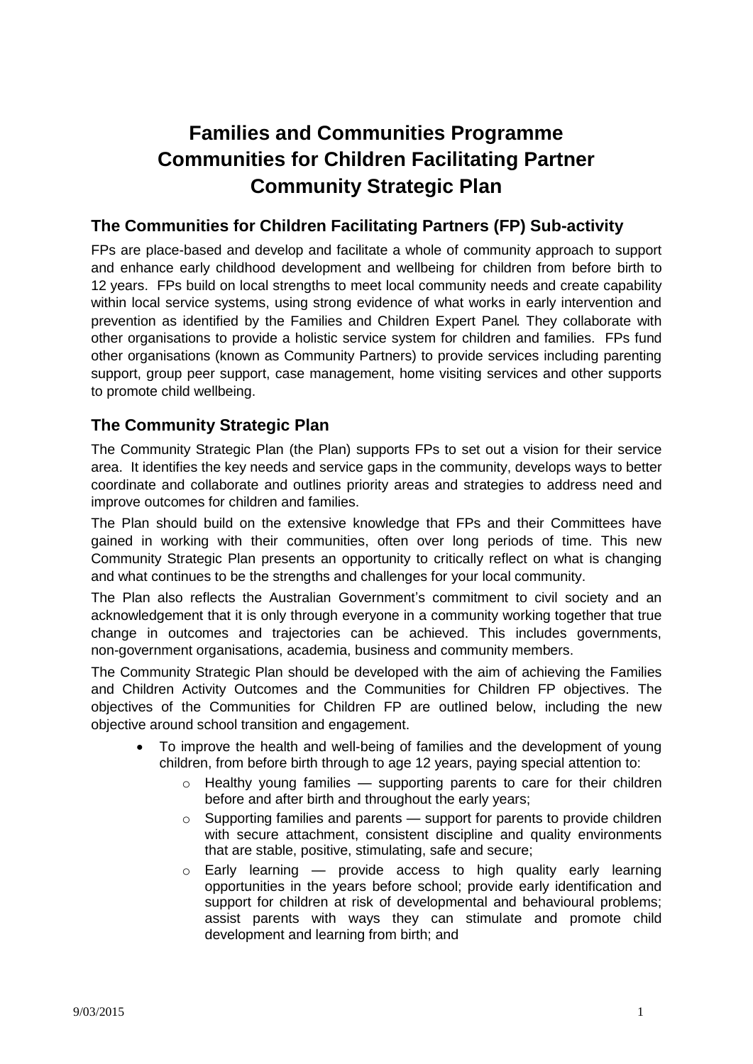# Families and Communities Programme
# Communities for Children Facilitating Partner
# Community Strategic Plan

## The Communities for Children Facilitating Partners (FP) Sub-activity

FPs are place-based and develop and facilitate a whole of community approach to support and enhance early childhood development and wellbeing for children from before birth to 12 years. FPs build on local strengths to meet local community needs and create capability within local service systems, using strong evidence of what works in early intervention and prevention as identified by the Families and Children Expert Panel. They collaborate with other organisations to provide a holistic service system for children and families. FPs fund other organisations (known as Community Partners) to provide services including parenting support, group peer support, case management, home visiting services and other supports to promote child wellbeing.

## The Community Strategic Plan

The Community Strategic Plan (the Plan) supports FPs to set out a vision for their service area. It identifies the key needs and service gaps in the community, develops ways to better coordinate and collaborate and outlines priority areas and strategies to address need and improve outcomes for children and families.

The Plan should build on the extensive knowledge that FPs and their Committees have gained in working with their communities, often over long periods of time. This new Community Strategic Plan presents an opportunity to critically reflect on what is changing and what continues to be the strengths and challenges for your local community.

The Plan also reflects the Australian Government's commitment to civil society and an acknowledgement that it is only through everyone in a community working together that true change in outcomes and trajectories can be achieved. This includes governments, non-government organisations, academia, business and community members.

The Community Strategic Plan should be developed with the aim of achieving the Families and Children Activity Outcomes and the Communities for Children FP objectives. The objectives of the Communities for Children FP are outlined below, including the new objective around school transition and engagement.

- To improve the health and well-being of families and the development of young children, from before birth through to age 12 years, paying special attention to:
  - Healthy young families — supporting parents to care for their children before and after birth and throughout the early years;
  - Supporting families and parents — support for parents to provide children with secure attachment, consistent discipline and quality environments that are stable, positive, stimulating, safe and secure;
  - Early learning — provide access to high quality early learning opportunities in the years before school; provide early identification and support for children at risk of developmental and behavioural problems; assist parents with ways they can stimulate and promote child development and learning from birth; and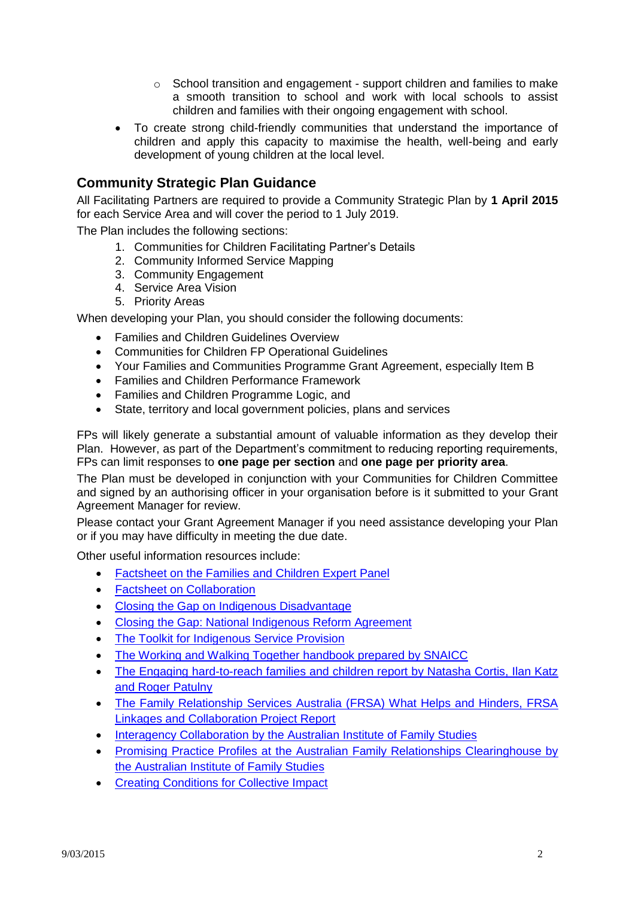- School transition and engagement - support children and families to make a smooth transition to school and work with local schools to assist children and families with their ongoing engagement with school.
- To create strong child-friendly communities that understand the importance of children and apply this capacity to maximise the health, well-being and early development of young children at the local level.

## Community Strategic Plan Guidance

All Facilitating Partners are required to provide a Community Strategic Plan by **1 April 2015** for each Service Area and will cover the period to 1 July 2019.

The Plan includes the following sections:

1. Communities for Children Facilitating Partner's Details
2. Community Informed Service Mapping
3. Community Engagement
4. Service Area Vision
5. Priority Areas

When developing your Plan, you should consider the following documents:

- Families and Children Guidelines Overview
- Communities for Children FP Operational Guidelines
- Your Families and Communities Programme Grant Agreement, especially Item B
- Families and Children Performance Framework
- Families and Children Programme Logic, and
- State, territory and local government policies, plans and services

FPs will likely generate a substantial amount of valuable information as they develop their Plan. However, as part of the Department's commitment to reducing reporting requirements, FPs can limit responses to **one page per section** and **one page per priority area**.

The Plan must be developed in conjunction with your Communities for Children Committee and signed by an authorising officer in your organisation before is it submitted to your Grant Agreement Manager for review.

Please contact your Grant Agreement Manager if you need assistance developing your Plan or if you may have difficulty in meeting the due date.

Other useful information resources include:

- Factsheet on the Families and Children Expert Panel
- Factsheet on Collaboration
- Closing the Gap on Indigenous Disadvantage
- Closing the Gap: National Indigenous Reform Agreement
- The Toolkit for Indigenous Service Provision
- The Working and Walking Together handbook prepared by SNAICC
- The Engaging hard-to-reach families and children report by Natasha Cortis, Ilan Katz and Roger Patulny
- The Family Relationship Services Australia (FRSA) What Helps and Hinders, FRSA Linkages and Collaboration Project Report
- Interagency Collaboration by the Australian Institute of Family Studies
- Promising Practice Profiles at the Australian Family Relationships Clearinghouse by the Australian Institute of Family Studies
- Creating Conditions for Collective Impact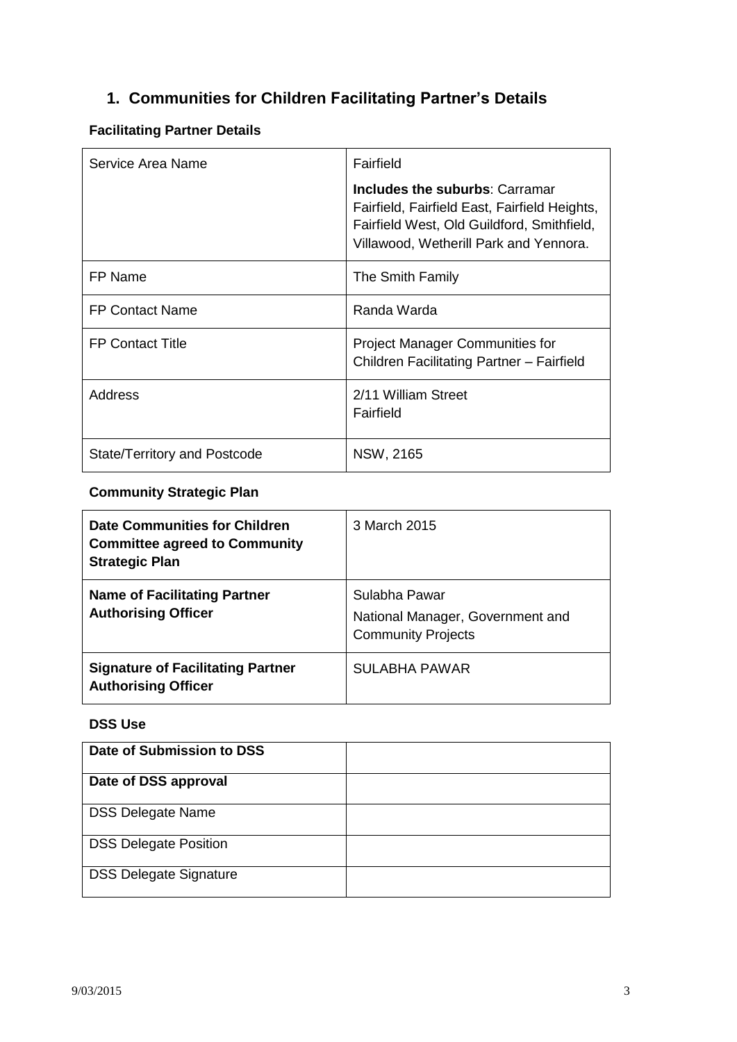## 1. Communities for Children Facilitating Partner's Details

### Facilitating Partner Details

| | |
|---|---|
| Service Area Name | Fairfield<br><br>**Includes the suburbs**: Carramar Fairfield, Fairfield East, Fairfield Heights, Fairfield West, Old Guildford, Smithfield, Villawood, Wetherill Park and Yennora. |
| FP Name | The Smith Family |
| FP Contact Name | Randa Warda |
| FP Contact Title | Project Manager Communities for Children Facilitating Partner – Fairfield |
| Address | 2/11 William Street<br>Fairfield |
| State/Territory and Postcode | NSW, 2165 |

### Community Strategic Plan

| | |
|---|---|
| **Date Communities for Children Committee agreed to Community Strategic Plan** | 3 March 2015 |
| **Name of Facilitating Partner Authorising Officer** | Sulabha Pawar<br>National Manager, Government and Community Projects |
| **Signature of Facilitating Partner Authorising Officer** | SULABHA PAWAR |

### DSS Use

| | |
|---|---|
| **Date of Submission to DSS** | |
| **Date of DSS approval** | |
| DSS Delegate Name | |
| DSS Delegate Position | |
| DSS Delegate Signature | |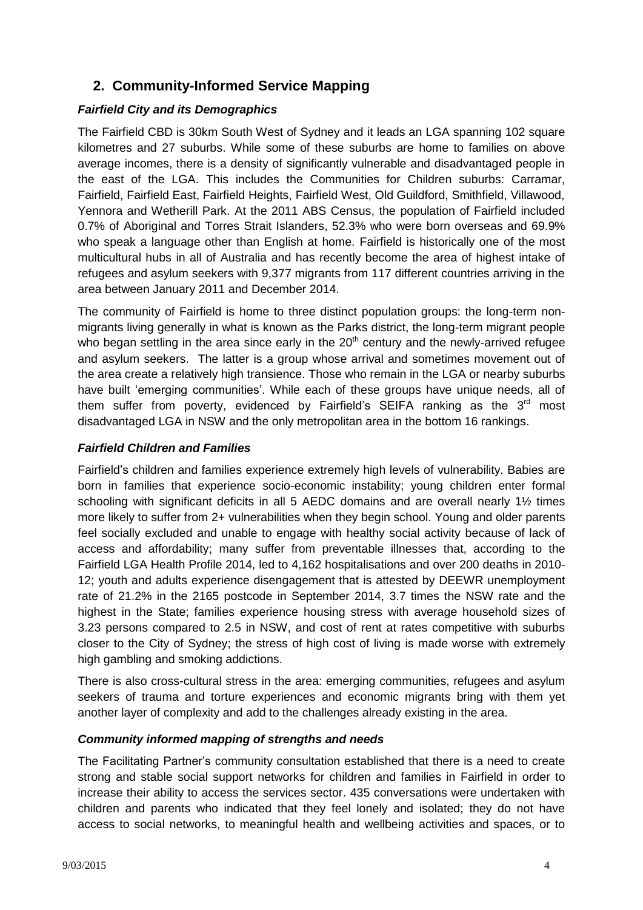## 2. Community-Informed Service Mapping

### *Fairfield City and its Demographics*

The Fairfield CBD is 30km South West of Sydney and it leads an LGA spanning 102 square kilometres and 27 suburbs. While some of these suburbs are home to families on above average incomes, there is a density of significantly vulnerable and disadvantaged people in the east of the LGA. This includes the Communities for Children suburbs: Carramar, Fairfield, Fairfield East, Fairfield Heights, Fairfield West, Old Guildford, Smithfield, Villawood, Yennora and Wetherill Park. At the 2011 ABS Census, the population of Fairfield included 0.7% of Aboriginal and Torres Strait Islanders, 52.3% who were born overseas and 69.9% who speak a language other than English at home. Fairfield is historically one of the most multicultural hubs in all of Australia and has recently become the area of highest intake of refugees and asylum seekers with 9,377 migrants from 117 different countries arriving in the area between January 2011 and December 2014.

The community of Fairfield is home to three distinct population groups: the long-term non-migrants living generally in what is known as the Parks district, the long-term migrant people who began settling in the area since early in the 20th century and the newly-arrived refugee and asylum seekers. The latter is a group whose arrival and sometimes movement out of the area create a relatively high transience. Those who remain in the LGA or nearby suburbs have built 'emerging communities'. While each of these groups have unique needs, all of them suffer from poverty, evidenced by Fairfield's SEIFA ranking as the 3rd most disadvantaged LGA in NSW and the only metropolitan area in the bottom 16 rankings.

### *Fairfield Children and Families*

Fairfield's children and families experience extremely high levels of vulnerability. Babies are born in families that experience socio-economic instability; young children enter formal schooling with significant deficits in all 5 AEDC domains and are overall nearly 1½ times more likely to suffer from 2+ vulnerabilities when they begin school. Young and older parents feel socially excluded and unable to engage with healthy social activity because of lack of access and affordability; many suffer from preventable illnesses that, according to the Fairfield LGA Health Profile 2014, led to 4,162 hospitalisations and over 200 deaths in 2010-12; youth and adults experience disengagement that is attested by DEEWR unemployment rate of 21.2% in the 2165 postcode in September 2014, 3.7 times the NSW rate and the highest in the State; families experience housing stress with average household sizes of 3.23 persons compared to 2.5 in NSW, and cost of rent at rates competitive with suburbs closer to the City of Sydney; the stress of high cost of living is made worse with extremely high gambling and smoking addictions.

There is also cross-cultural stress in the area: emerging communities, refugees and asylum seekers of trauma and torture experiences and economic migrants bring with them yet another layer of complexity and add to the challenges already existing in the area.

### *Community informed mapping of strengths and needs*

The Facilitating Partner's community consultation established that there is a need to create strong and stable social support networks for children and families in Fairfield in order to increase their ability to access the services sector. 435 conversations were undertaken with children and parents who indicated that they feel lonely and isolated; they do not have access to social networks, to meaningful health and wellbeing activities and spaces, or to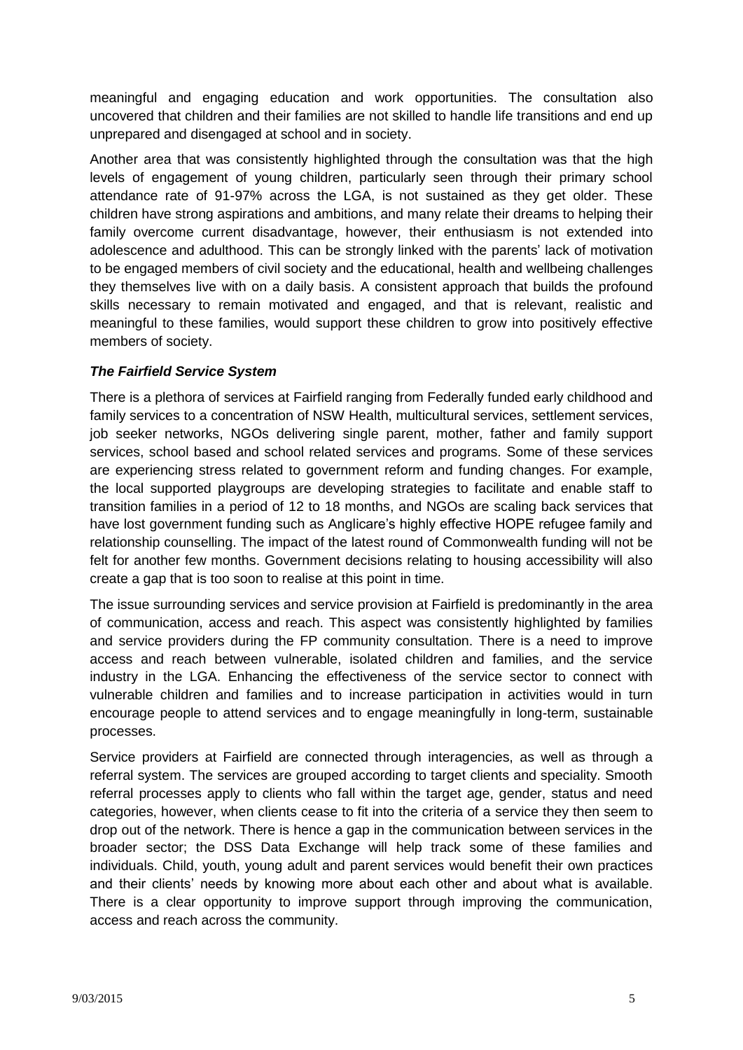meaningful and engaging education and work opportunities. The consultation also uncovered that children and their families are not skilled to handle life transitions and end up unprepared and disengaged at school and in society.

Another area that was consistently highlighted through the consultation was that the high levels of engagement of young children, particularly seen through their primary school attendance rate of 91-97% across the LGA, is not sustained as they get older. These children have strong aspirations and ambitions, and many relate their dreams to helping their family overcome current disadvantage, however, their enthusiasm is not extended into adolescence and adulthood. This can be strongly linked with the parents' lack of motivation to be engaged members of civil society and the educational, health and wellbeing challenges they themselves live with on a daily basis. A consistent approach that builds the profound skills necessary to remain motivated and engaged, and that is relevant, realistic and meaningful to these families, would support these children to grow into positively effective members of society.

***The Fairfield Service System***

There is a plethora of services at Fairfield ranging from Federally funded early childhood and family services to a concentration of NSW Health, multicultural services, settlement services, job seeker networks, NGOs delivering single parent, mother, father and family support services, school based and school related services and programs. Some of these services are experiencing stress related to government reform and funding changes. For example, the local supported playgroups are developing strategies to facilitate and enable staff to transition families in a period of 12 to 18 months, and NGOs are scaling back services that have lost government funding such as Anglicare's highly effective HOPE refugee family and relationship counselling. The impact of the latest round of Commonwealth funding will not be felt for another few months. Government decisions relating to housing accessibility will also create a gap that is too soon to realise at this point in time.

The issue surrounding services and service provision at Fairfield is predominantly in the area of communication, access and reach. This aspect was consistently highlighted by families and service providers during the FP community consultation. There is a need to improve access and reach between vulnerable, isolated children and families, and the service industry in the LGA. Enhancing the effectiveness of the service sector to connect with vulnerable children and families and to increase participation in activities would in turn encourage people to attend services and to engage meaningfully in long-term, sustainable processes.

Service providers at Fairfield are connected through interagencies, as well as through a referral system. The services are grouped according to target clients and speciality. Smooth referral processes apply to clients who fall within the target age, gender, status and need categories, however, when clients cease to fit into the criteria of a service they then seem to drop out of the network. There is hence a gap in the communication between services in the broader sector; the DSS Data Exchange will help track some of these families and individuals. Child, youth, young adult and parent services would benefit their own practices and their clients' needs by knowing more about each other and about what is available. There is a clear opportunity to improve support through improving the communication, access and reach across the community.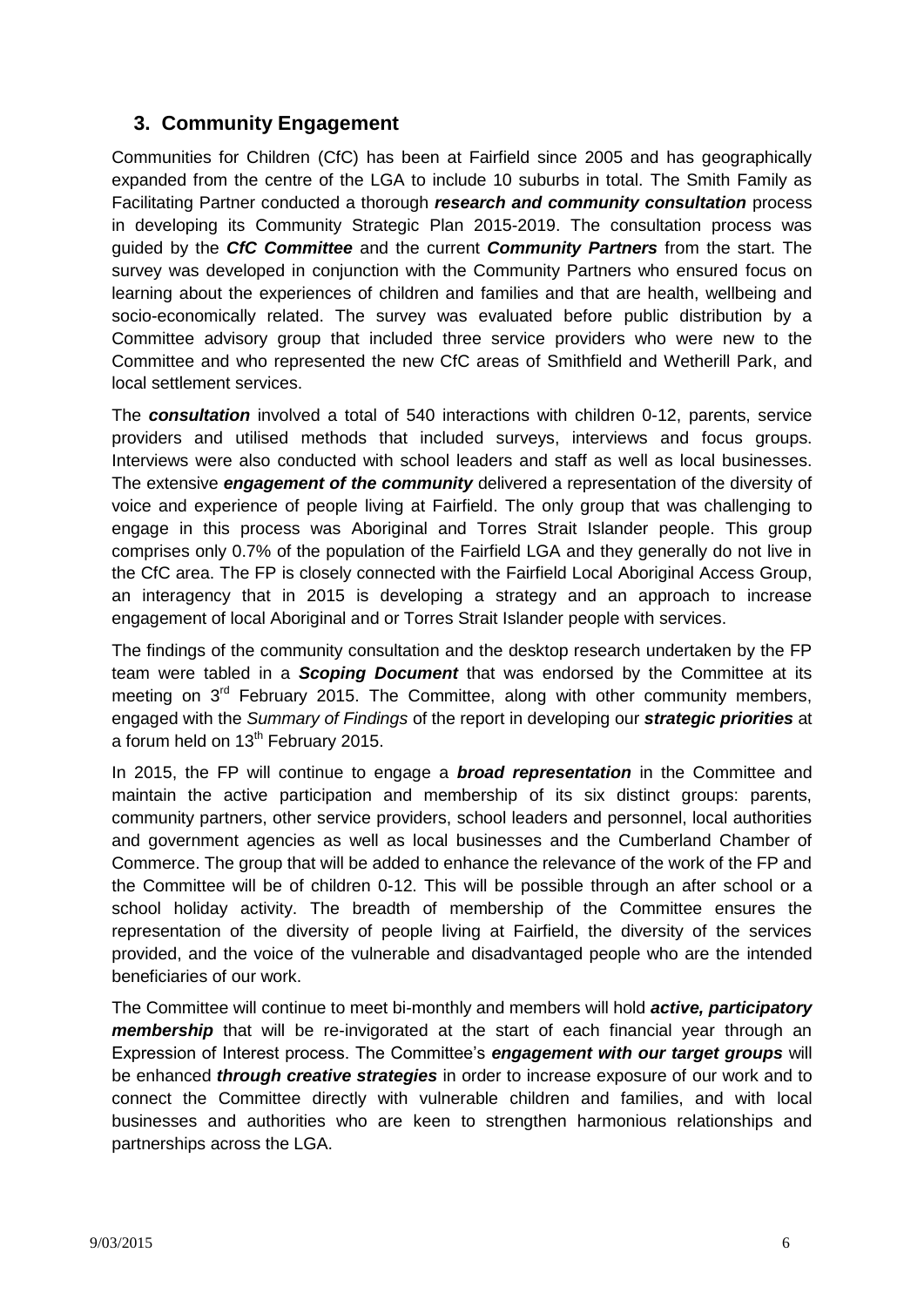## 3. Community Engagement

Communities for Children (CfC) has been at Fairfield since 2005 and has geographically expanded from the centre of the LGA to include 10 suburbs in total. The Smith Family as Facilitating Partner conducted a thorough ***research and community consultation*** process in developing its Community Strategic Plan 2015-2019. The consultation process was guided by the ***CfC Committee*** and the current ***Community Partners*** from the start. The survey was developed in conjunction with the Community Partners who ensured focus on learning about the experiences of children and families and that are health, wellbeing and socio-economically related. The survey was evaluated before public distribution by a Committee advisory group that included three service providers who were new to the Committee and who represented the new CfC areas of Smithfield and Wetherill Park, and local settlement services.

The ***consultation*** involved a total of 540 interactions with children 0-12, parents, service providers and utilised methods that included surveys, interviews and focus groups. Interviews were also conducted with school leaders and staff as well as local businesses. The extensive ***engagement of the community*** delivered a representation of the diversity of voice and experience of people living at Fairfield. The only group that was challenging to engage in this process was Aboriginal and Torres Strait Islander people. This group comprises only 0.7% of the population of the Fairfield LGA and they generally do not live in the CfC area. The FP is closely connected with the Fairfield Local Aboriginal Access Group, an interagency that in 2015 is developing a strategy and an approach to increase engagement of local Aboriginal and or Torres Strait Islander people with services.

The findings of the community consultation and the desktop research undertaken by the FP team were tabled in a ***Scoping Document*** that was endorsed by the Committee at its meeting on 3rd February 2015. The Committee, along with other community members, engaged with the *Summary of Findings* of the report in developing our ***strategic priorities*** at a forum held on 13th February 2015.

In 2015, the FP will continue to engage a ***broad representation*** in the Committee and maintain the active participation and membership of its six distinct groups: parents, community partners, other service providers, school leaders and personnel, local authorities and government agencies as well as local businesses and the Cumberland Chamber of Commerce. The group that will be added to enhance the relevance of the work of the FP and the Committee will be of children 0-12. This will be possible through an after school or a school holiday activity. The breadth of membership of the Committee ensures the representation of the diversity of people living at Fairfield, the diversity of the services provided, and the voice of the vulnerable and disadvantaged people who are the intended beneficiaries of our work.

The Committee will continue to meet bi-monthly and members will hold ***active, participatory membership*** that will be re-invigorated at the start of each financial year through an Expression of Interest process. The Committee's ***engagement with our target groups*** will be enhanced ***through creative strategies*** in order to increase exposure of our work and to connect the Committee directly with vulnerable children and families, and with local businesses and authorities who are keen to strengthen harmonious relationships and partnerships across the LGA.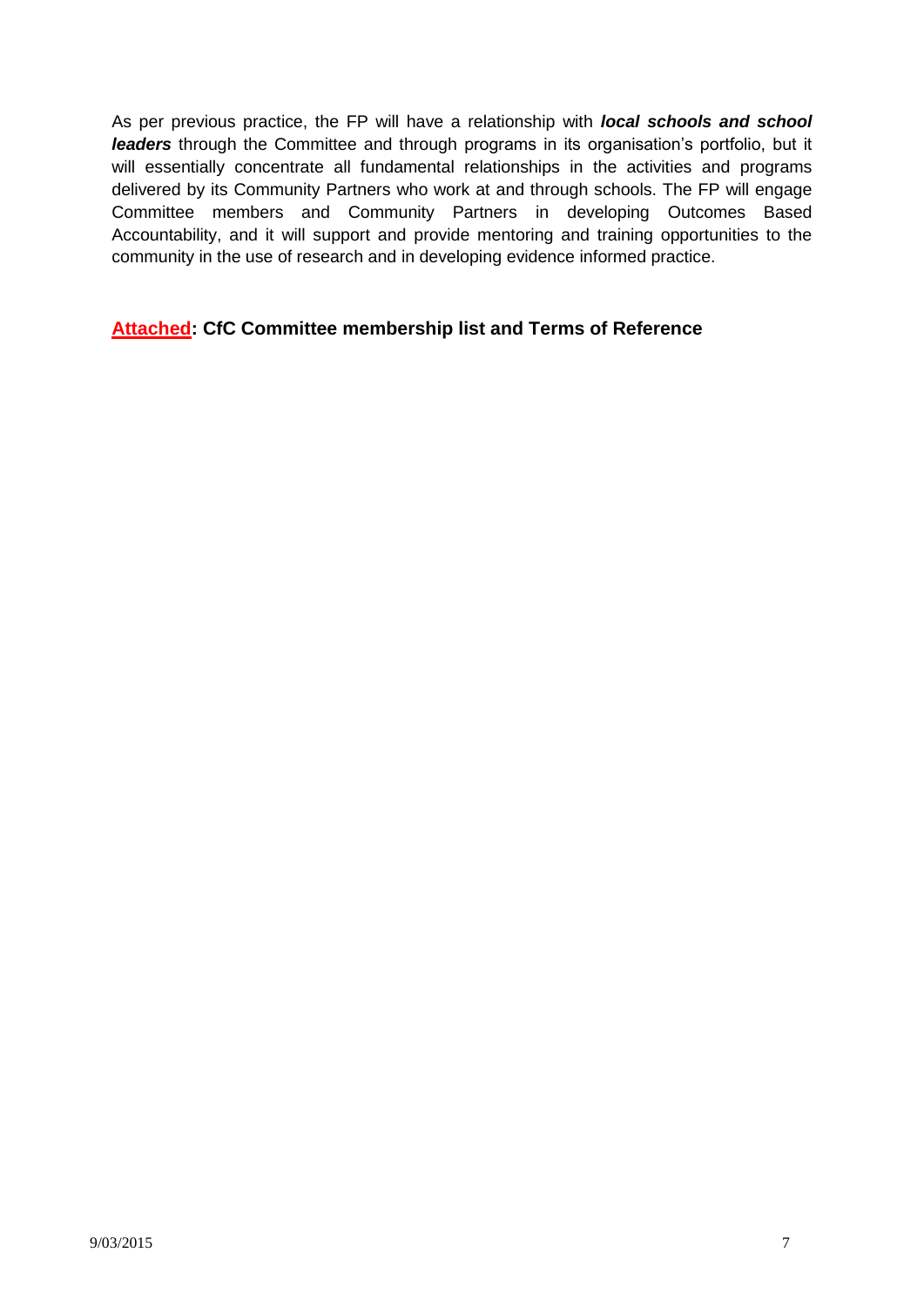As per previous practice, the FP will have a relationship with ***local schools and school leaders*** through the Committee and through programs in its organisation's portfolio, but it will essentially concentrate all fundamental relationships in the activities and programs delivered by its Community Partners who work at and through schools. The FP will engage Committee members and Community Partners in developing Outcomes Based Accountability, and it will support and provide mentoring and training opportunities to the community in the use of research and in developing evidence informed practice.

**Attached: CfC Committee membership list and Terms of Reference**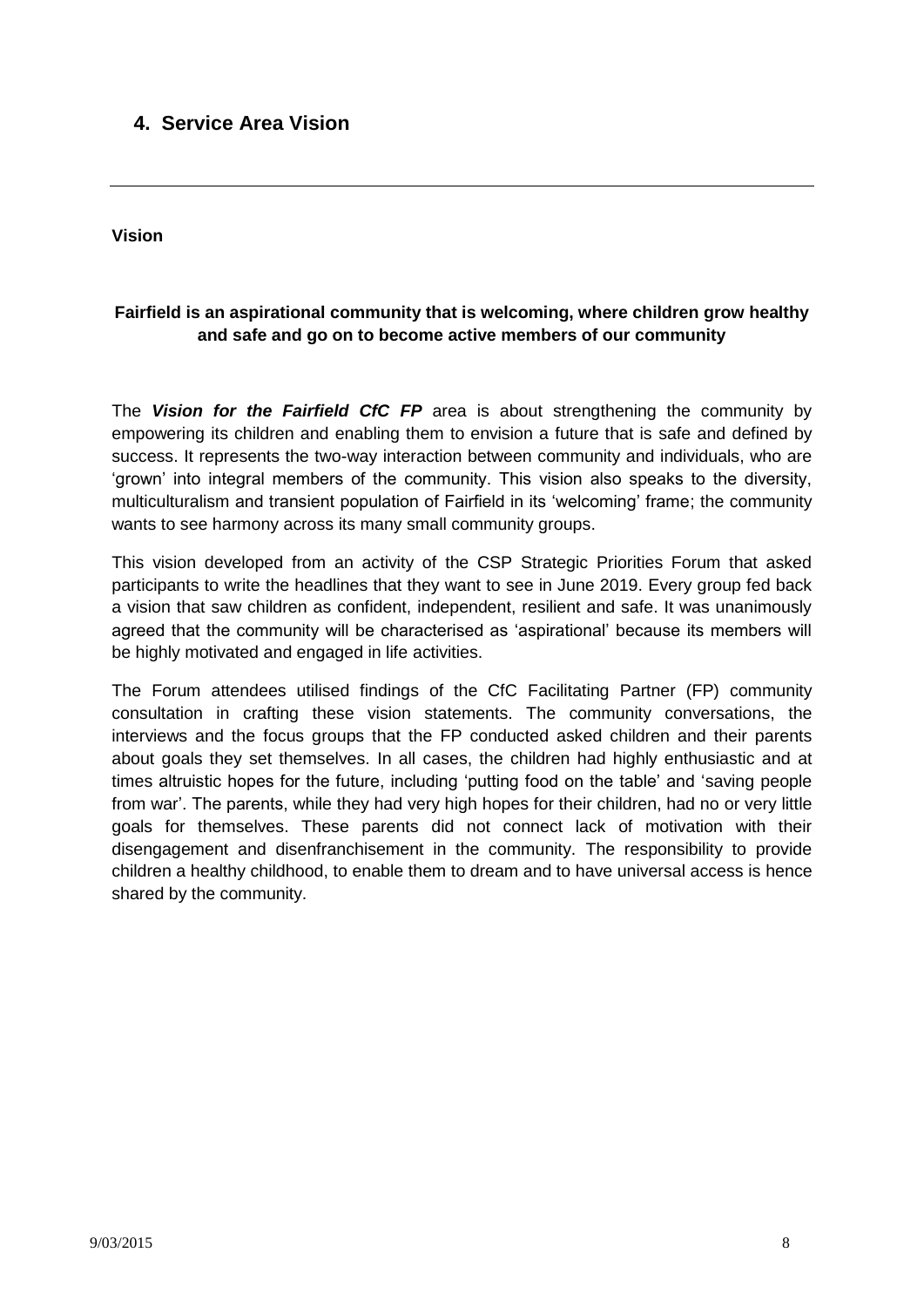## 4. Service Area Vision

---

**Vision**

**Fairfield is an aspirational community that is welcoming, where children grow healthy and safe and go on to become active members of our community**

The ***Vision for the Fairfield CfC FP*** area is about strengthening the community by empowering its children and enabling them to envision a future that is safe and defined by success. It represents the two-way interaction between community and individuals, who are 'grown' into integral members of the community. This vision also speaks to the diversity, multiculturalism and transient population of Fairfield in its 'welcoming' frame; the community wants to see harmony across its many small community groups.

This vision developed from an activity of the CSP Strategic Priorities Forum that asked participants to write the headlines that they want to see in June 2019. Every group fed back a vision that saw children as confident, independent, resilient and safe. It was unanimously agreed that the community will be characterised as 'aspirational' because its members will be highly motivated and engaged in life activities.

The Forum attendees utilised findings of the CfC Facilitating Partner (FP) community consultation in crafting these vision statements. The community conversations, the interviews and the focus groups that the FP conducted asked children and their parents about goals they set themselves. In all cases, the children had highly enthusiastic and at times altruistic hopes for the future, including 'putting food on the table' and 'saving people from war'. The parents, while they had very high hopes for their children, had no or very little goals for themselves. These parents did not connect lack of motivation with their disengagement and disenfranchisement in the community. The responsibility to provide children a healthy childhood, to enable them to dream and to have universal access is hence shared by the community.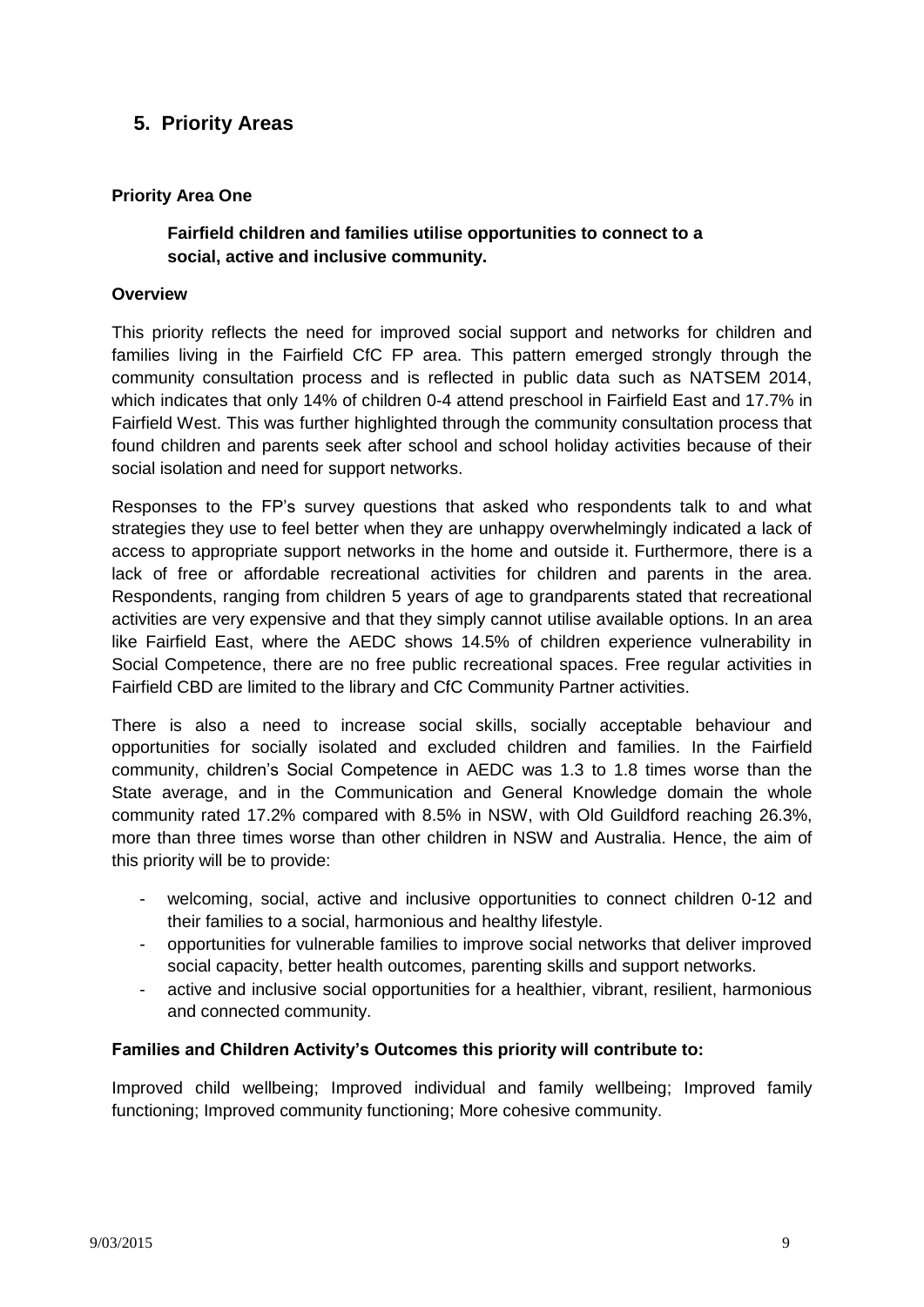## 5. Priority Areas

### Priority Area One

**Fairfield children and families utilise opportunities to connect to a social, active and inclusive community.**

#### Overview

This priority reflects the need for improved social support and networks for children and families living in the Fairfield CfC FP area. This pattern emerged strongly through the community consultation process and is reflected in public data such as NATSEM 2014, which indicates that only 14% of children 0-4 attend preschool in Fairfield East and 17.7% in Fairfield West. This was further highlighted through the community consultation process that found children and parents seek after school and school holiday activities because of their social isolation and need for support networks.

Responses to the FP's survey questions that asked who respondents talk to and what strategies they use to feel better when they are unhappy overwhelmingly indicated a lack of access to appropriate support networks in the home and outside it. Furthermore, there is a lack of free or affordable recreational activities for children and parents in the area. Respondents, ranging from children 5 years of age to grandparents stated that recreational activities are very expensive and that they simply cannot utilise available options. In an area like Fairfield East, where the AEDC shows 14.5% of children experience vulnerability in Social Competence, there are no free public recreational spaces. Free regular activities in Fairfield CBD are limited to the library and CfC Community Partner activities.

There is also a need to increase social skills, socially acceptable behaviour and opportunities for socially isolated and excluded children and families. In the Fairfield community, children's Social Competence in AEDC was 1.3 to 1.8 times worse than the State average, and in the Communication and General Knowledge domain the whole community rated 17.2% compared with 8.5% in NSW, with Old Guildford reaching 26.3%, more than three times worse than other children in NSW and Australia. Hence, the aim of this priority will be to provide:

- welcoming, social, active and inclusive opportunities to connect children 0-12 and their families to a social, harmonious and healthy lifestyle.
- opportunities for vulnerable families to improve social networks that deliver improved social capacity, better health outcomes, parenting skills and support networks.
- active and inclusive social opportunities for a healthier, vibrant, resilient, harmonious and connected community.

#### Families and Children Activity's Outcomes this priority will contribute to:

Improved child wellbeing; Improved individual and family wellbeing; Improved family functioning; Improved community functioning; More cohesive community.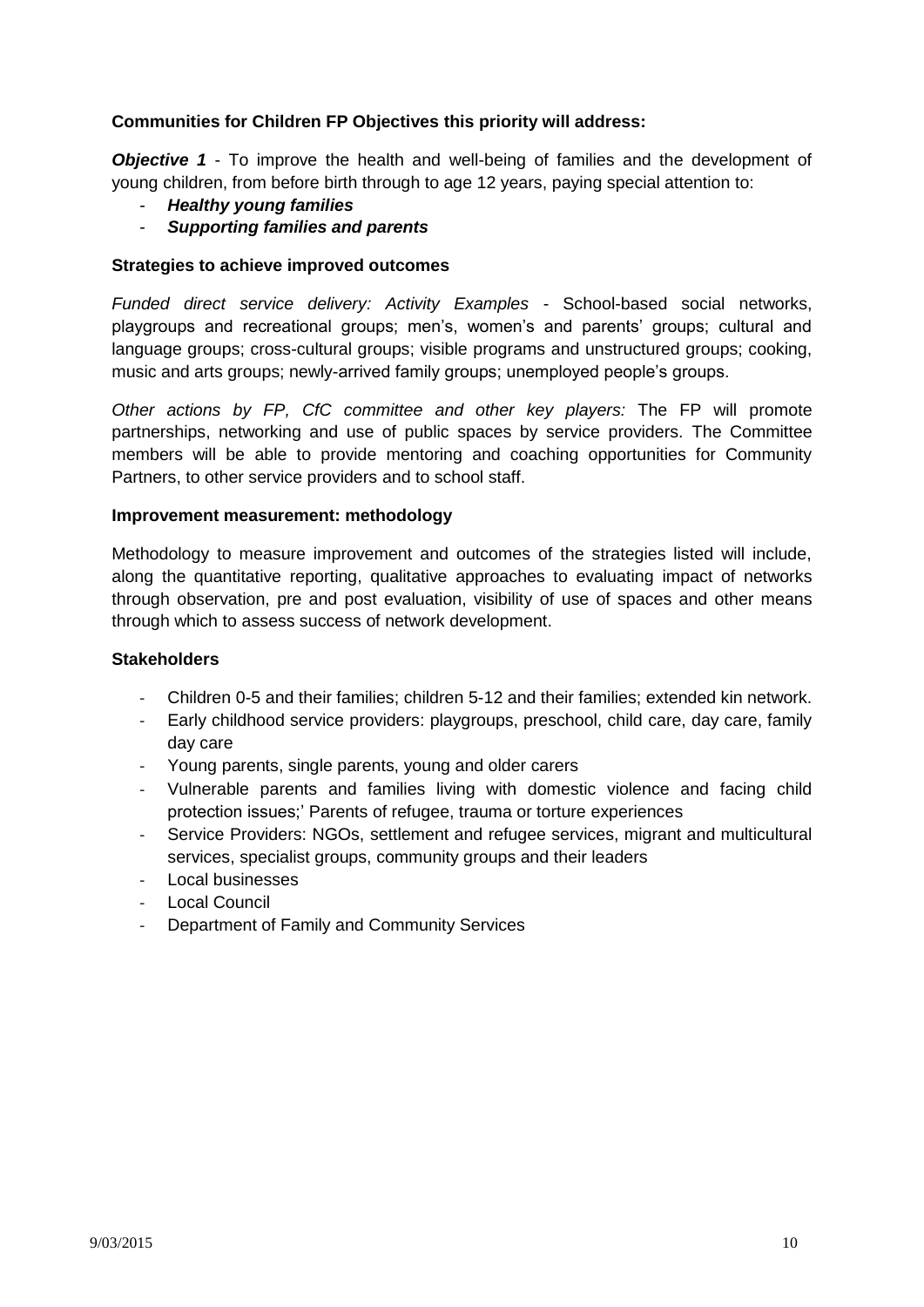**Communities for Children FP Objectives this priority will address:**

***Objective 1*** - To improve the health and well-being of families and the development of young children, from before birth through to age 12 years, paying special attention to:

- ***Healthy young families***
- ***Supporting families and parents***

**Strategies to achieve improved outcomes**

*Funded direct service delivery: Activity Examples* - School-based social networks, playgroups and recreational groups; men's, women's and parents' groups; cultural and language groups; cross-cultural groups; visible programs and unstructured groups; cooking, music and arts groups; newly-arrived family groups; unemployed people's groups.

*Other actions by FP, CfC committee and other key players:* The FP will promote partnerships, networking and use of public spaces by service providers. The Committee members will be able to provide mentoring and coaching opportunities for Community Partners, to other service providers and to school staff.

**Improvement measurement: methodology**

Methodology to measure improvement and outcomes of the strategies listed will include, along the quantitative reporting, qualitative approaches to evaluating impact of networks through observation, pre and post evaluation, visibility of use of spaces and other means through which to assess success of network development.

**Stakeholders**

- Children 0-5 and their families; children 5-12 and their families; extended kin network.
- Early childhood service providers: playgroups, preschool, child care, day care, family day care
- Young parents, single parents, young and older carers
- Vulnerable parents and families living with domestic violence and facing child protection issues;' Parents of refugee, trauma or torture experiences
- Service Providers: NGOs, settlement and refugee services, migrant and multicultural services, specialist groups, community groups and their leaders
- Local businesses
- Local Council
- Department of Family and Community Services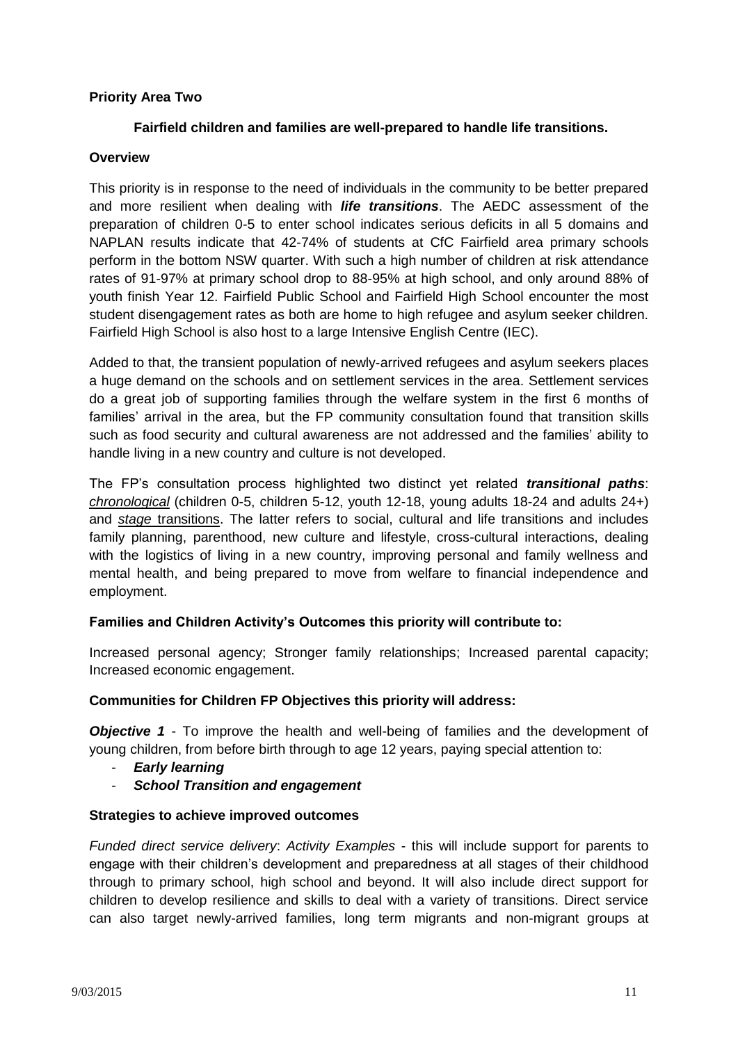**Priority Area Two**

**Fairfield children and families are well-prepared to handle life transitions.**

**Overview**

This priority is in response to the need of individuals in the community to be better prepared and more resilient when dealing with ***life transitions***. The AEDC assessment of the preparation of children 0-5 to enter school indicates serious deficits in all 5 domains and NAPLAN results indicate that 42-74% of students at CfC Fairfield area primary schools perform in the bottom NSW quarter. With such a high number of children at risk attendance rates of 91-97% at primary school drop to 88-95% at high school, and only around 88% of youth finish Year 12. Fairfield Public School and Fairfield High School encounter the most student disengagement rates as both are home to high refugee and asylum seeker children. Fairfield High School is also host to a large Intensive English Centre (IEC).

Added to that, the transient population of newly-arrived refugees and asylum seekers places a huge demand on the schools and on settlement services in the area. Settlement services do a great job of supporting families through the welfare system in the first 6 months of families' arrival in the area, but the FP community consultation found that transition skills such as food security and cultural awareness are not addressed and the families' ability to handle living in a new country and culture is not developed.

The FP's consultation process highlighted two distinct yet related ***transitional paths***: *chronological* (children 0-5, children 5-12, youth 12-18, young adults 18-24 and adults 24+) and *stage* transitions. The latter refers to social, cultural and life transitions and includes family planning, parenthood, new culture and lifestyle, cross-cultural interactions, dealing with the logistics of living in a new country, improving personal and family wellness and mental health, and being prepared to move from welfare to financial independence and employment.

**Families and Children Activity's Outcomes this priority will contribute to:**

Increased personal agency; Stronger family relationships; Increased parental capacity; Increased economic engagement.

**Communities for Children FP Objectives this priority will address:**

***Objective 1*** - To improve the health and well-being of families and the development of young children, from before birth through to age 12 years, paying special attention to:

- ***Early learning***
- ***School Transition and engagement***

**Strategies to achieve improved outcomes**

*Funded direct service delivery*: *Activity Examples* - this will include support for parents to engage with their children's development and preparedness at all stages of their childhood through to primary school, high school and beyond. It will also include direct support for children to develop resilience and skills to deal with a variety of transitions. Direct service can also target newly-arrived families, long term migrants and non-migrant groups at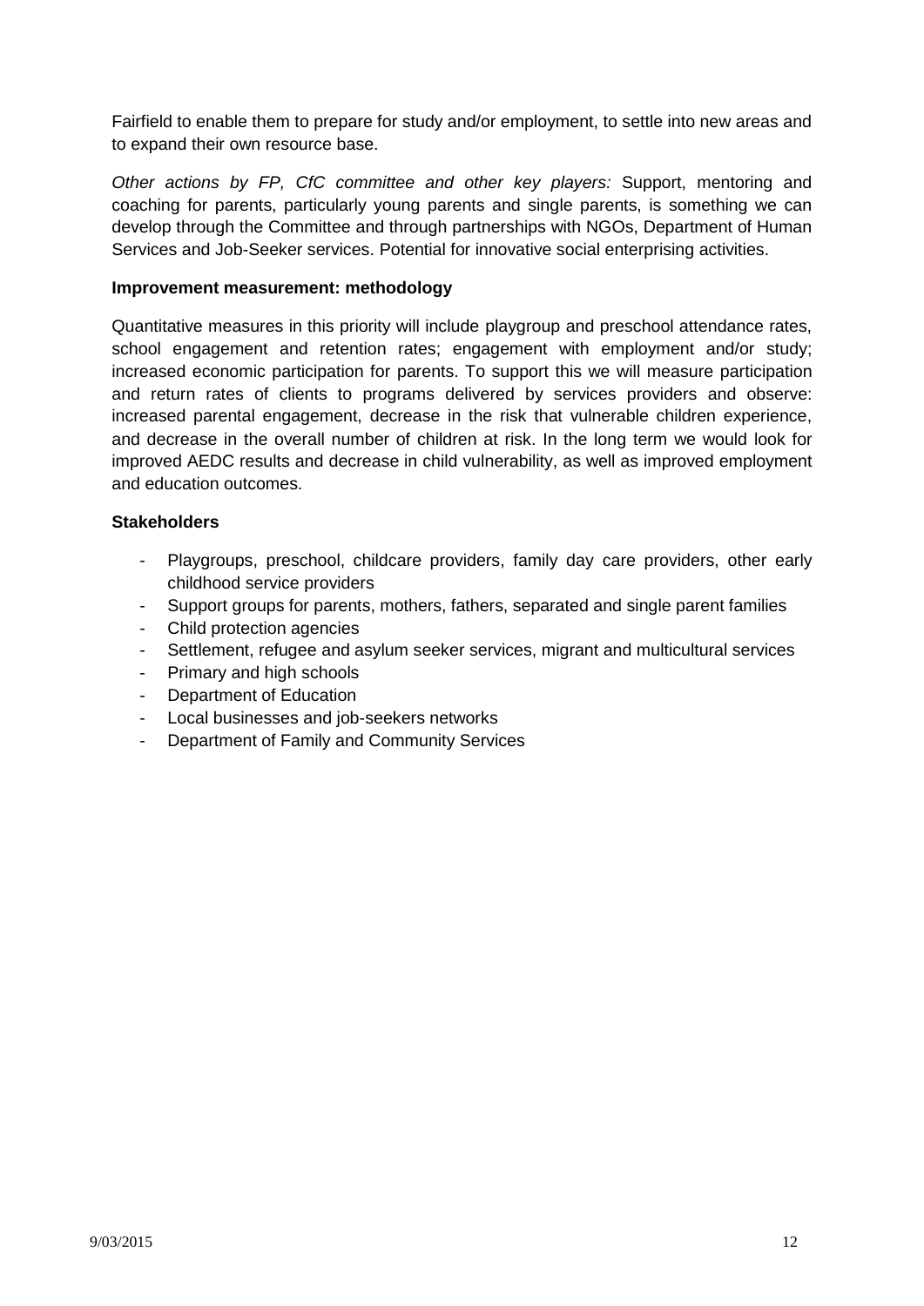Fairfield to enable them to prepare for study and/or employment, to settle into new areas and to expand their own resource base.

*Other actions by FP, CfC committee and other key players:* Support, mentoring and coaching for parents, particularly young parents and single parents, is something we can develop through the Committee and through partnerships with NGOs, Department of Human Services and Job-Seeker services. Potential for innovative social enterprising activities.

**Improvement measurement: methodology**

Quantitative measures in this priority will include playgroup and preschool attendance rates, school engagement and retention rates; engagement with employment and/or study; increased economic participation for parents. To support this we will measure participation and return rates of clients to programs delivered by services providers and observe: increased parental engagement, decrease in the risk that vulnerable children experience, and decrease in the overall number of children at risk. In the long term we would look for improved AEDC results and decrease in child vulnerability, as well as improved employment and education outcomes.

**Stakeholders**

- Playgroups, preschool, childcare providers, family day care providers, other early childhood service providers
- Support groups for parents, mothers, fathers, separated and single parent families
- Child protection agencies
- Settlement, refugee and asylum seeker services, migrant and multicultural services
- Primary and high schools
- Department of Education
- Local businesses and job-seekers networks
- Department of Family and Community Services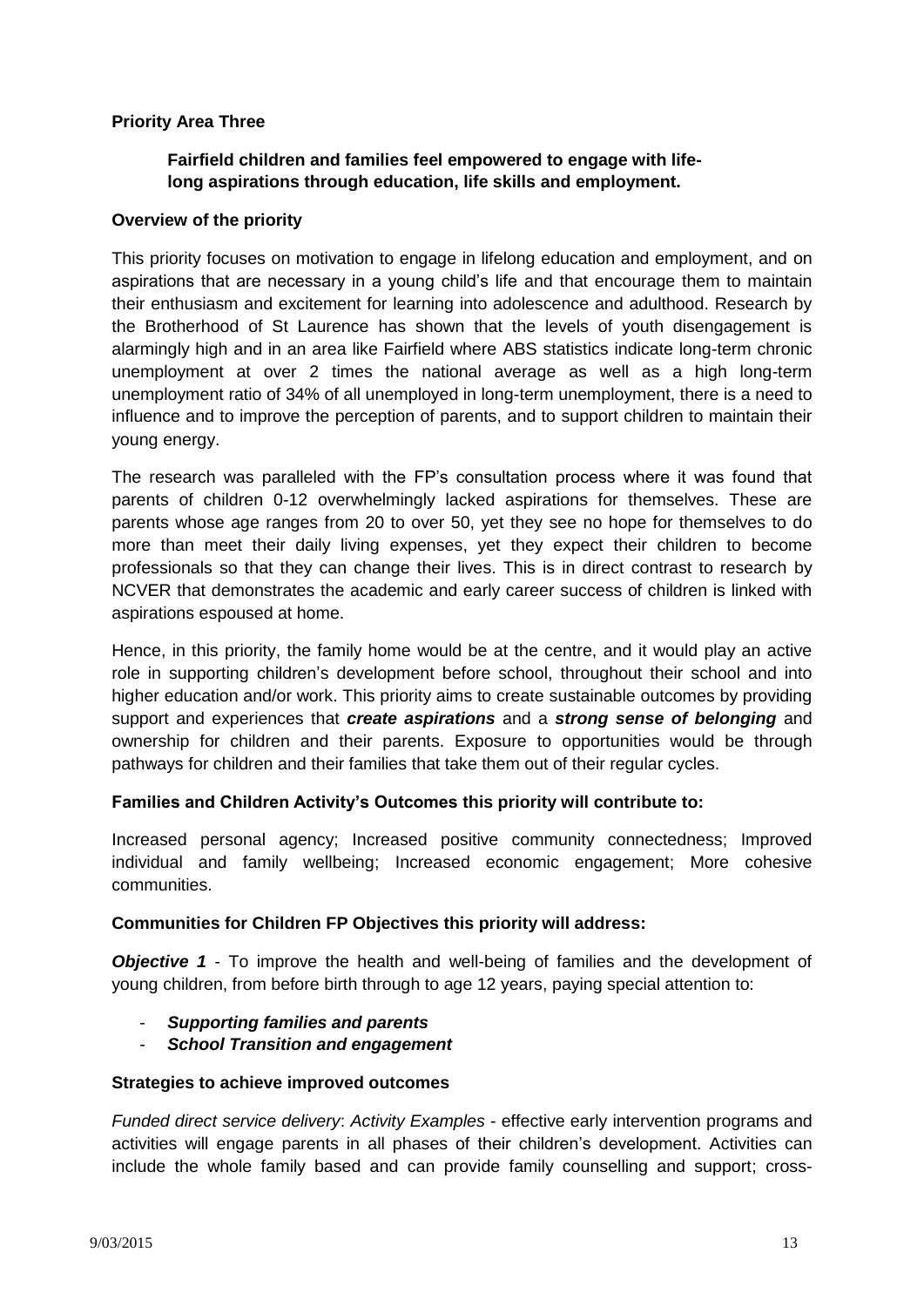**Priority Area Three**

**Fairfield children and families feel empowered to engage with life-long aspirations through education, life skills and employment.**

**Overview of the priority**

This priority focuses on motivation to engage in lifelong education and employment, and on aspirations that are necessary in a young child's life and that encourage them to maintain their enthusiasm and excitement for learning into adolescence and adulthood. Research by the Brotherhood of St Laurence has shown that the levels of youth disengagement is alarmingly high and in an area like Fairfield where ABS statistics indicate long-term chronic unemployment at over 2 times the national average as well as a high long-term unemployment ratio of 34% of all unemployed in long-term unemployment, there is a need to influence and to improve the perception of parents, and to support children to maintain their young energy.

The research was paralleled with the FP's consultation process where it was found that parents of children 0-12 overwhelmingly lacked aspirations for themselves. These are parents whose age ranges from 20 to over 50, yet they see no hope for themselves to do more than meet their daily living expenses, yet they expect their children to become professionals so that they can change their lives. This is in direct contrast to research by NCVER that demonstrates the academic and early career success of children is linked with aspirations espoused at home.

Hence, in this priority, the family home would be at the centre, and it would play an active role in supporting children's development before school, throughout their school and into higher education and/or work. This priority aims to create sustainable outcomes by providing support and experiences that ***create aspirations*** and a ***strong sense of belonging*** and ownership for children and their parents. Exposure to opportunities would be through pathways for children and their families that take them out of their regular cycles.

**Families and Children Activity's Outcomes this priority will contribute to:**

Increased personal agency; Increased positive community connectedness; Improved individual and family wellbeing; Increased economic engagement; More cohesive communities.

**Communities for Children FP Objectives this priority will address:**

***Objective 1*** - To improve the health and well-being of families and the development of young children, from before birth through to age 12 years, paying special attention to:

- ***Supporting families and parents***
- ***School Transition and engagement***

**Strategies to achieve improved outcomes**

*Funded direct service delivery*: *Activity Examples* - effective early intervention programs and activities will engage parents in all phases of their children's development. Activities can include the whole family based and can provide family counselling and support; cross-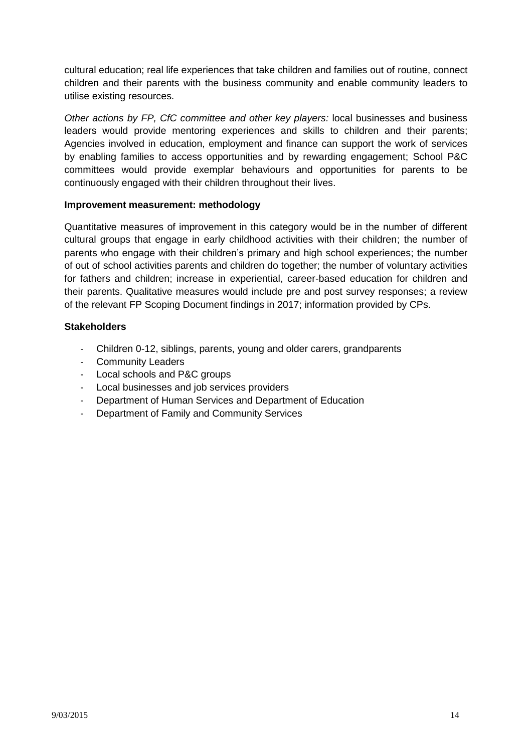cultural education; real life experiences that take children and families out of routine, connect children and their parents with the business community and enable community leaders to utilise existing resources.

*Other actions by FP, CfC committee and other key players:* local businesses and business leaders would provide mentoring experiences and skills to children and their parents; Agencies involved in education, employment and finance can support the work of services by enabling families to access opportunities and by rewarding engagement; School P&C committees would provide exemplar behaviours and opportunities for parents to be continuously engaged with their children throughout their lives.

**Improvement measurement: methodology**

Quantitative measures of improvement in this category would be in the number of different cultural groups that engage in early childhood activities with their children; the number of parents who engage with their children's primary and high school experiences; the number of out of school activities parents and children do together; the number of voluntary activities for fathers and children; increase in experiential, career-based education for children and their parents. Qualitative measures would include pre and post survey responses; a review of the relevant FP Scoping Document findings in 2017; information provided by CPs.

**Stakeholders**

- Children 0-12, siblings, parents, young and older carers, grandparents
- Community Leaders
- Local schools and P&C groups
- Local businesses and job services providers
- Department of Human Services and Department of Education
- Department of Family and Community Services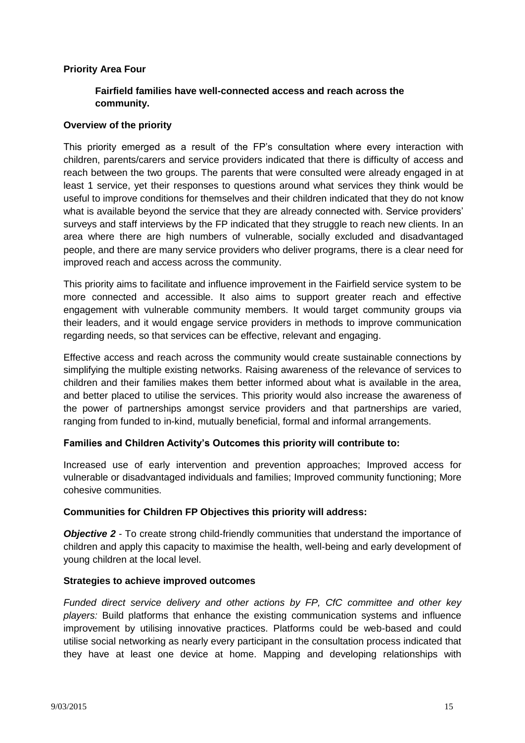**Priority Area Four**

**Fairfield families have well-connected access and reach across the community.**

**Overview of the priority**

This priority emerged as a result of the FP's consultation where every interaction with children, parents/carers and service providers indicated that there is difficulty of access and reach between the two groups. The parents that were consulted were already engaged in at least 1 service, yet their responses to questions around what services they think would be useful to improve conditions for themselves and their children indicated that they do not know what is available beyond the service that they are already connected with. Service providers' surveys and staff interviews by the FP indicated that they struggle to reach new clients. In an area where there are high numbers of vulnerable, socially excluded and disadvantaged people, and there are many service providers who deliver programs, there is a clear need for improved reach and access across the community.

This priority aims to facilitate and influence improvement in the Fairfield service system to be more connected and accessible. It also aims to support greater reach and effective engagement with vulnerable community members. It would target community groups via their leaders, and it would engage service providers in methods to improve communication regarding needs, so that services can be effective, relevant and engaging.

Effective access and reach across the community would create sustainable connections by simplifying the multiple existing networks. Raising awareness of the relevance of services to children and their families makes them better informed about what is available in the area, and better placed to utilise the services. This priority would also increase the awareness of the power of partnerships amongst service providers and that partnerships are varied, ranging from funded to in-kind, mutually beneficial, formal and informal arrangements.

**Families and Children Activity's Outcomes this priority will contribute to:**

Increased use of early intervention and prevention approaches; Improved access for vulnerable or disadvantaged individuals and families; Improved community functioning; More cohesive communities.

**Communities for Children FP Objectives this priority will address:**

***Objective 2*** - To create strong child-friendly communities that understand the importance of children and apply this capacity to maximise the health, well-being and early development of young children at the local level.

**Strategies to achieve improved outcomes**

*Funded direct service delivery and other actions by FP, CfC committee and other key players:* Build platforms that enhance the existing communication systems and influence improvement by utilising innovative practices. Platforms could be web-based and could utilise social networking as nearly every participant in the consultation process indicated that they have at least one device at home. Mapping and developing relationships with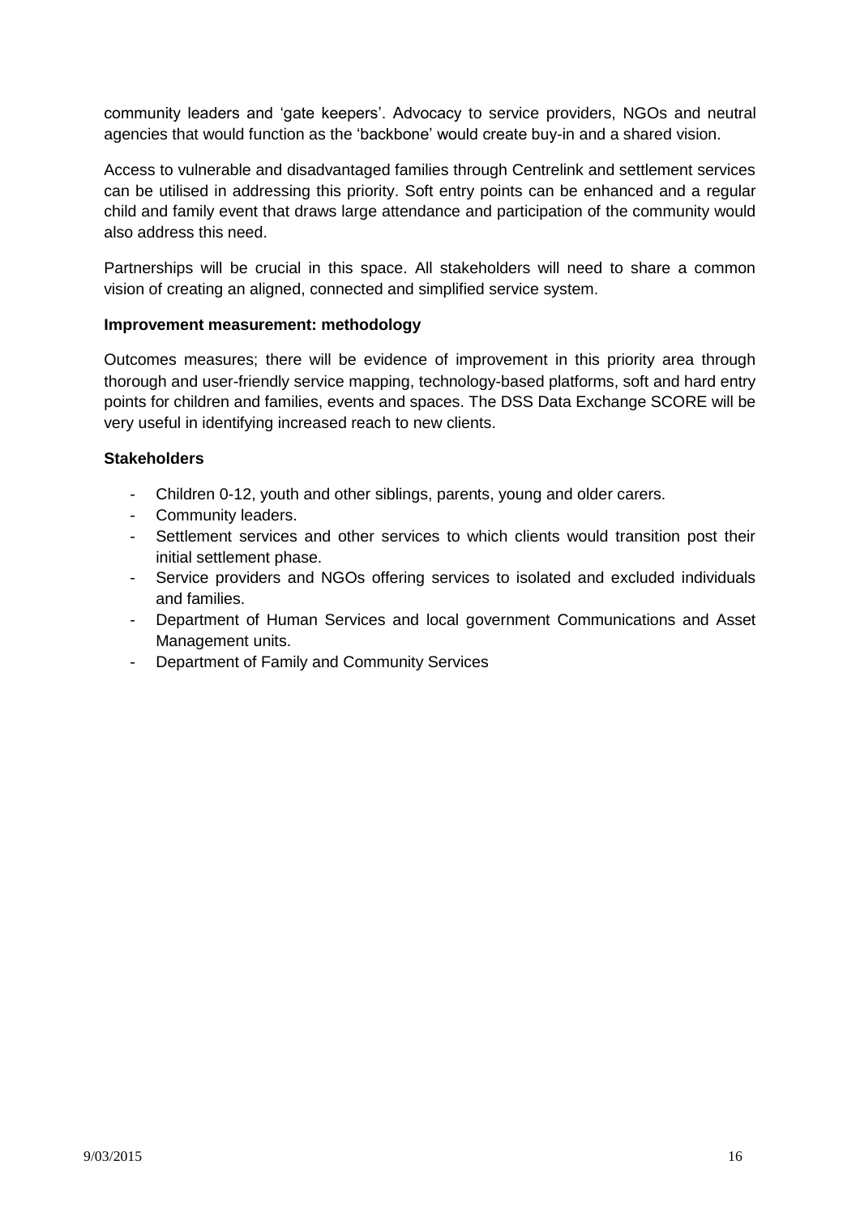community leaders and 'gate keepers'. Advocacy to service providers, NGOs and neutral agencies that would function as the 'backbone' would create buy-in and a shared vision.

Access to vulnerable and disadvantaged families through Centrelink and settlement services can be utilised in addressing this priority. Soft entry points can be enhanced and a regular child and family event that draws large attendance and participation of the community would also address this need.

Partnerships will be crucial in this space. All stakeholders will need to share a common vision of creating an aligned, connected and simplified service system.

**Improvement measurement: methodology**

Outcomes measures; there will be evidence of improvement in this priority area through thorough and user-friendly service mapping, technology-based platforms, soft and hard entry points for children and families, events and spaces. The DSS Data Exchange SCORE will be very useful in identifying increased reach to new clients.

**Stakeholders**

- Children 0-12, youth and other siblings, parents, young and older carers.
- Community leaders.
- Settlement services and other services to which clients would transition post their initial settlement phase.
- Service providers and NGOs offering services to isolated and excluded individuals and families.
- Department of Human Services and local government Communications and Asset Management units.
- Department of Family and Community Services